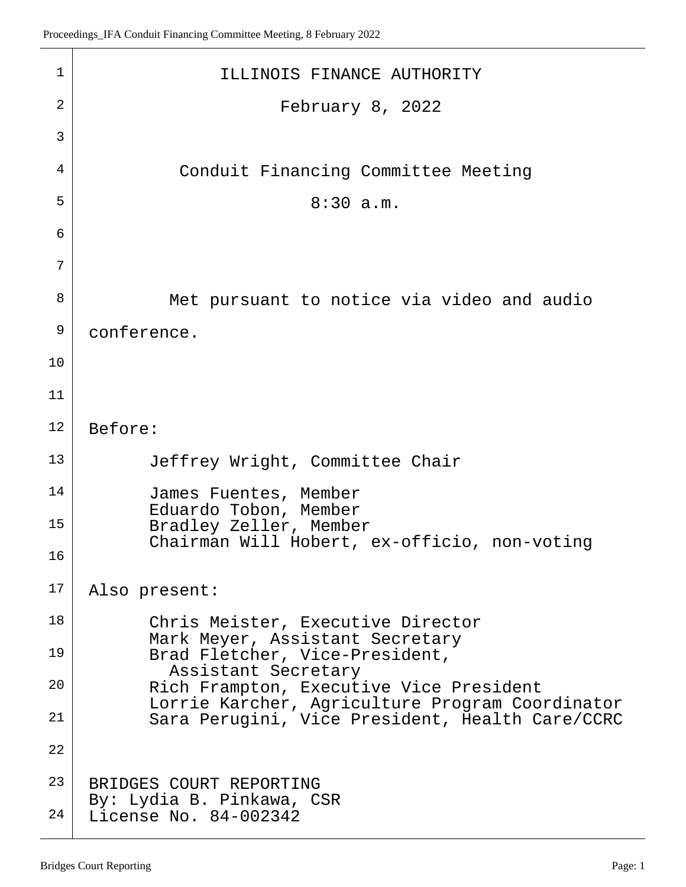# ILLINOIS FINANCE AUTHORITY

February 8, 2022

Conduit Financing Committee Meeting

8:30 a.m.

Met pursuant to notice via video and audio conference.

Before:

Jeffrey Wright, Committee Chair
James Fuentes, Member
Eduardo Tobon, Member
Bradley Zeller, Member
Chairman Will Hobert, ex-officio, non-voting

Also present:

Chris Meister, Executive Director
Mark Meyer, Assistant Secretary
Brad Fletcher, Vice-President, Assistant Secretary
Rich Frampton, Executive Vice President
Lorrie Karcher, Agriculture Program Coordinator
Sara Perugini, Vice President, Health Care/CCRC

BRIDGES COURT REPORTING
By: Lydia B. Pinkawa, CSR
License No. 84-002342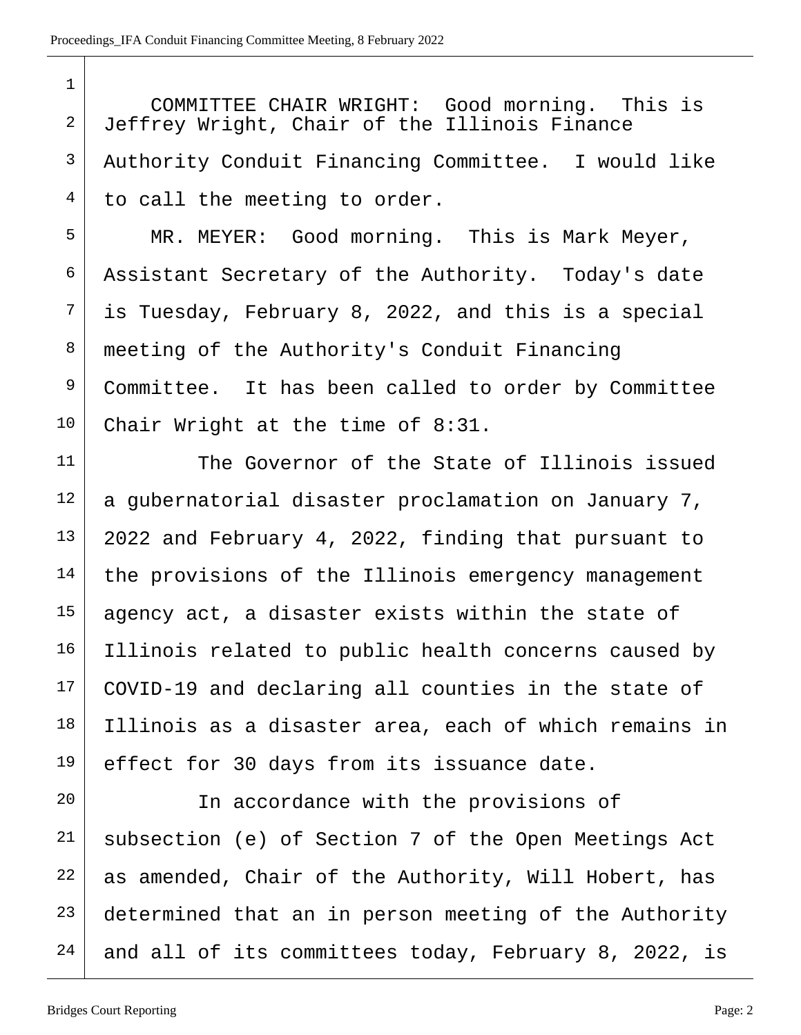COMMITTEE CHAIR WRIGHT: Good morning. This is Jeffrey Wright, Chair of the Illinois Finance Authority Conduit Financing Committee. I would like to call the meeting to order.

MR. MEYER: Good morning. This is Mark Meyer, Assistant Secretary of the Authority. Today's date is Tuesday, February 8, 2022, and this is a special meeting of the Authority's Conduit Financing Committee. It has been called to order by Committee Chair Wright at the time of 8:31.

The Governor of the State of Illinois issued a gubernatorial disaster proclamation on January 7, 2022 and February 4, 2022, finding that pursuant to the provisions of the Illinois emergency management agency act, a disaster exists within the state of Illinois related to public health concerns caused by COVID-19 and declaring all counties in the state of Illinois as a disaster area, each of which remains in effect for 30 days from its issuance date.

In accordance with the provisions of subsection (e) of Section 7 of the Open Meetings Act as amended, Chair of the Authority, Will Hobert, has determined that an in person meeting of the Authority and all of its committees today, February 8, 2022, is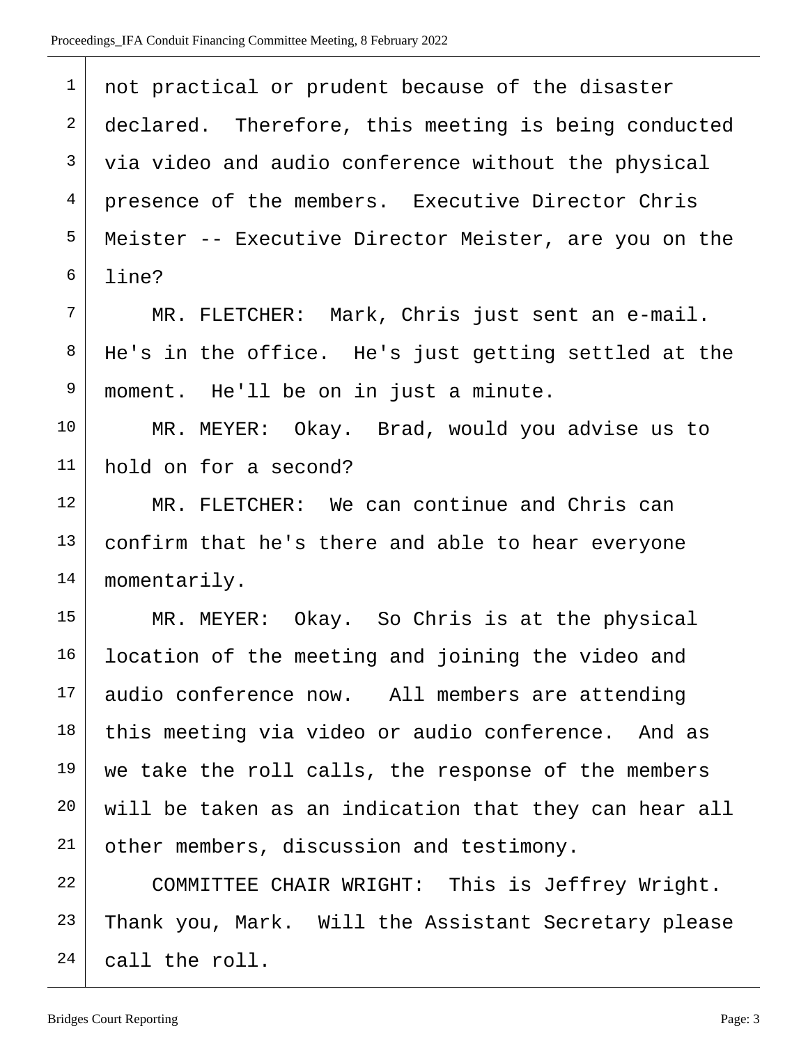not practical or prudent because of the disaster declared. Therefore, this meeting is being conducted via video and audio conference without the physical presence of the members. Executive Director Chris Meister -- Executive Director Meister, are you on the line?

MR. FLETCHER: Mark, Chris just sent an e-mail. He's in the office. He's just getting settled at the moment. He'll be on in just a minute.

MR. MEYER: Okay. Brad, would you advise us to hold on for a second?

MR. FLETCHER: We can continue and Chris can confirm that he's there and able to hear everyone momentarily.

MR. MEYER: Okay. So Chris is at the physical location of the meeting and joining the video and audio conference now. All members are attending this meeting via video or audio conference. And as we take the roll calls, the response of the members will be taken as an indication that they can hear all other members, discussion and testimony.

COMMITTEE CHAIR WRIGHT: This is Jeffrey Wright. Thank you, Mark. Will the Assistant Secretary please call the roll.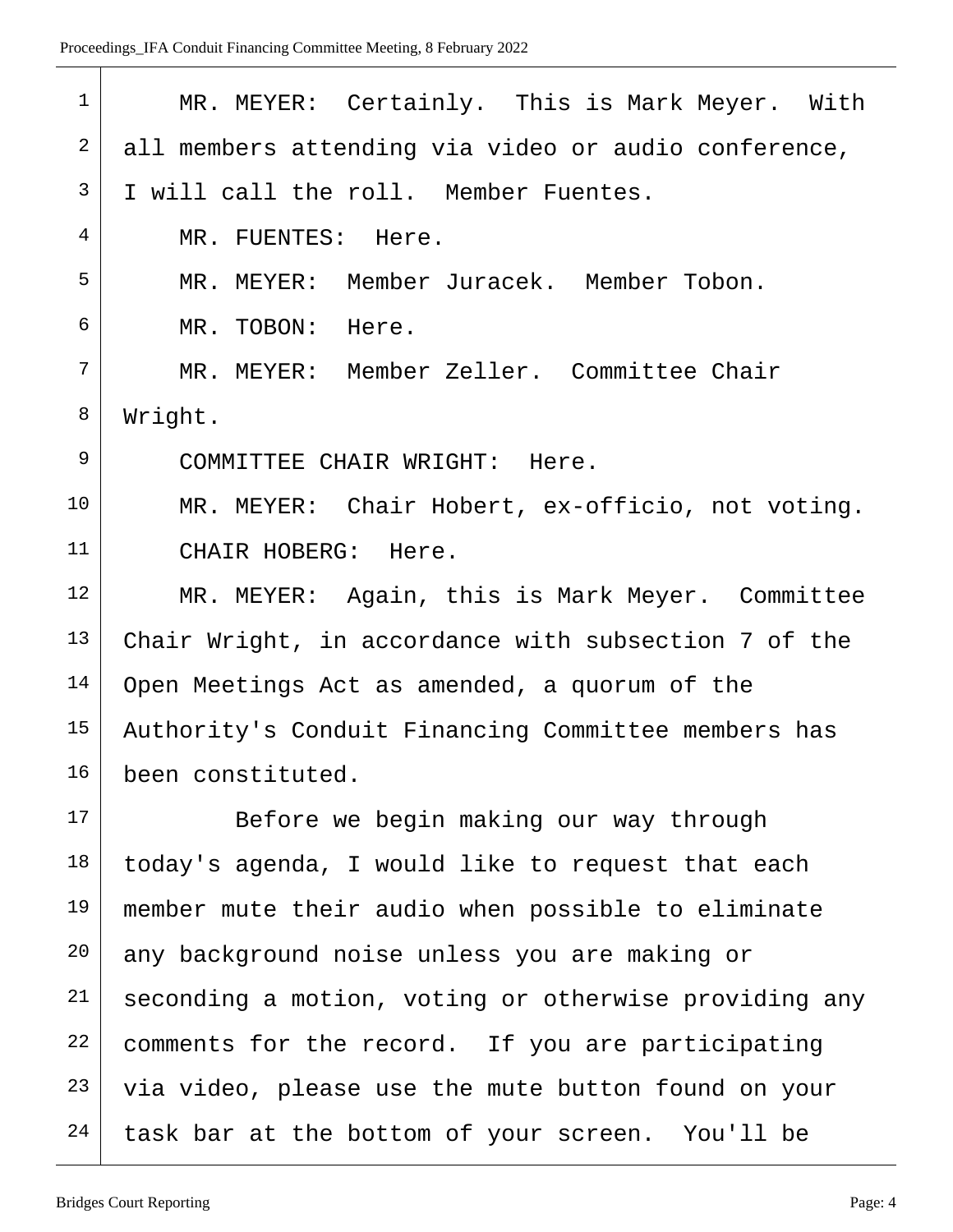MR. MEYER: Certainly. This is Mark Meyer. With all members attending via video or audio conference, I will call the roll. Member Fuentes.

MR. FUENTES: Here.

MR. MEYER: Member Juracek. Member Tobon.

MR. TOBON: Here.

MR. MEYER: Member Zeller. Committee Chair Wright.

COMMITTEE CHAIR WRIGHT: Here.

MR. MEYER: Chair Hobert, ex-officio, not voting.

CHAIR HOBERG: Here.

MR. MEYER: Again, this is Mark Meyer. Committee Chair Wright, in accordance with subsection 7 of the Open Meetings Act as amended, a quorum of the Authority's Conduit Financing Committee members has been constituted.

Before we begin making our way through today's agenda, I would like to request that each member mute their audio when possible to eliminate any background noise unless you are making or seconding a motion, voting or otherwise providing any comments for the record. If you are participating via video, please use the mute button found on your task bar at the bottom of your screen. You'll be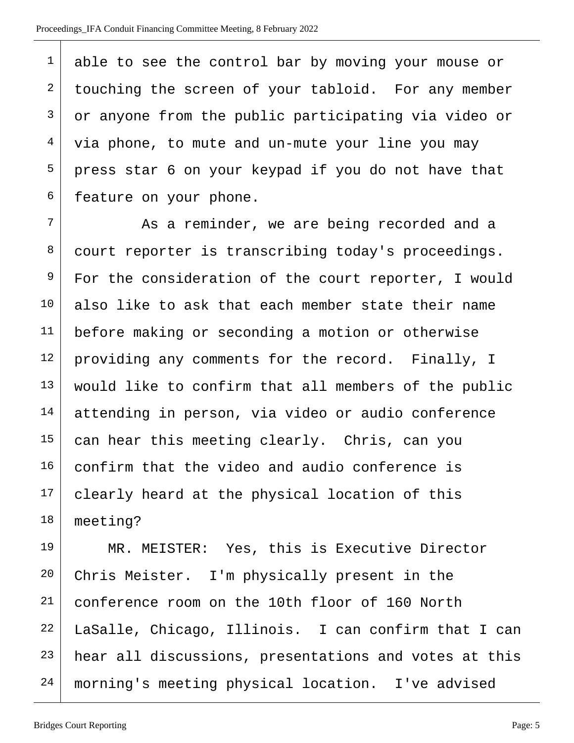able to see the control bar by moving your mouse or touching the screen of your tabloid. For any member or anyone from the public participating via video or via phone, to mute and un-mute your line you may press star 6 on your keypad if you do not have that feature on your phone.

As a reminder, we are being recorded and a court reporter is transcribing today's proceedings. For the consideration of the court reporter, I would also like to ask that each member state their name before making or seconding a motion or otherwise providing any comments for the record. Finally, I would like to confirm that all members of the public attending in person, via video or audio conference can hear this meeting clearly. Chris, can you confirm that the video and audio conference is clearly heard at the physical location of this meeting?

MR. MEISTER: Yes, this is Executive Director Chris Meister. I'm physically present in the conference room on the 10th floor of 160 North LaSalle, Chicago, Illinois. I can confirm that I can hear all discussions, presentations and votes at this morning's meeting physical location. I've advised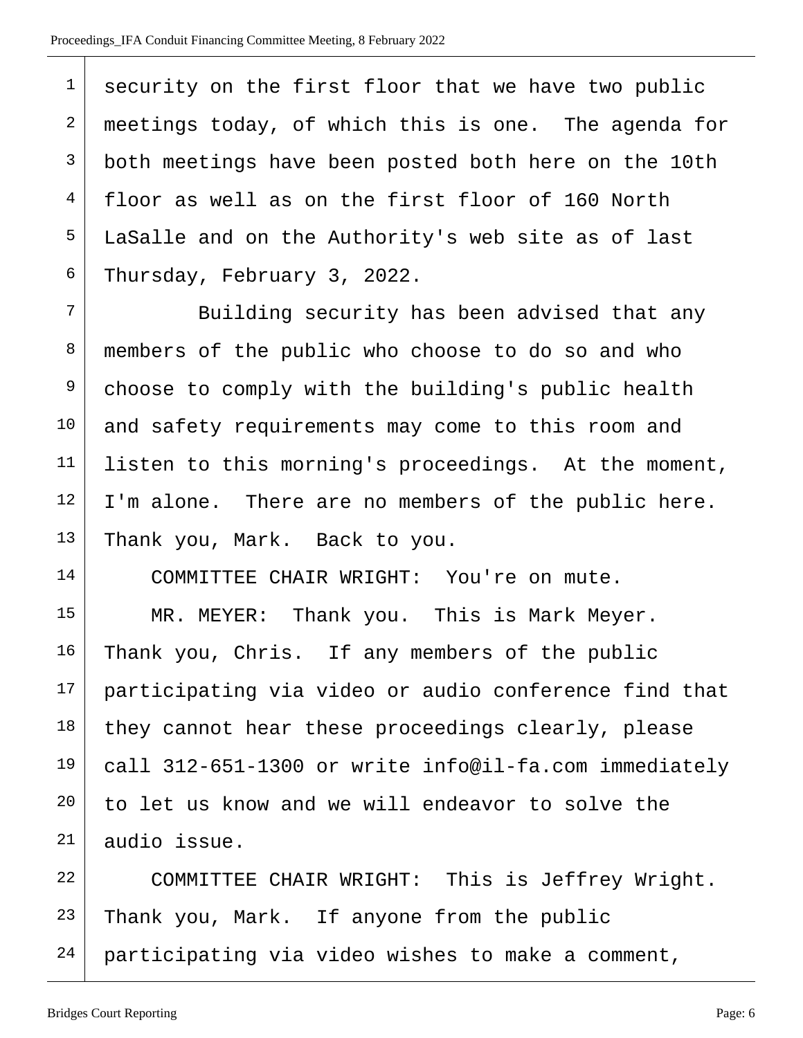security on the first floor that we have two public meetings today, of which this is one. The agenda for both meetings have been posted both here on the 10th floor as well as on the first floor of 160 North LaSalle and on the Authority's web site as of last Thursday, February 3, 2022.

Building security has been advised that any members of the public who choose to do so and who choose to comply with the building's public health and safety requirements may come to this room and listen to this morning's proceedings. At the moment, I'm alone. There are no members of the public here. Thank you, Mark. Back to you.

COMMITTEE CHAIR WRIGHT: You're on mute.

MR. MEYER: Thank you. This is Mark Meyer. Thank you, Chris. If any members of the public participating via video or audio conference find that they cannot hear these proceedings clearly, please call 312-651-1300 or write info@il-fa.com immediately to let us know and we will endeavor to solve the audio issue.

COMMITTEE CHAIR WRIGHT: This is Jeffrey Wright. Thank you, Mark. If anyone from the public participating via video wishes to make a comment,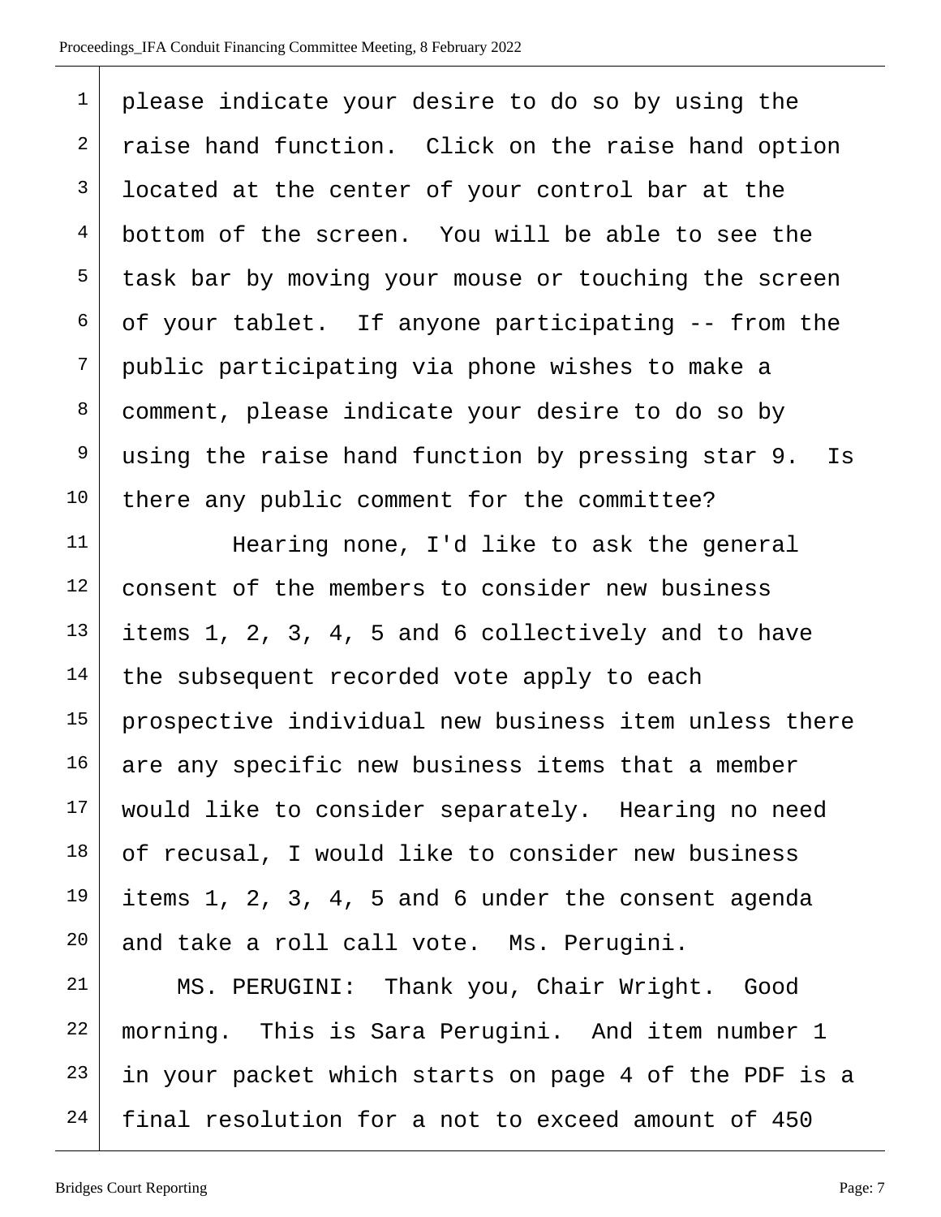please indicate your desire to do so by using the raise hand function. Click on the raise hand option located at the center of your control bar at the bottom of the screen. You will be able to see the task bar by moving your mouse or touching the screen of your tablet. If anyone participating -- from the public participating via phone wishes to make a comment, please indicate your desire to do so by using the raise hand function by pressing star 9. Is there any public comment for the committee?

Hearing none, I'd like to ask the general consent of the members to consider new business items 1, 2, 3, 4, 5 and 6 collectively and to have the subsequent recorded vote apply to each prospective individual new business item unless there are any specific new business items that a member would like to consider separately. Hearing no need of recusal, I would like to consider new business items 1, 2, 3, 4, 5 and 6 under the consent agenda and take a roll call vote. Ms. Perugini.

MS. PERUGINI: Thank you, Chair Wright. Good morning. This is Sara Perugini. And item number 1 in your packet which starts on page 4 of the PDF is a final resolution for a not to exceed amount of 450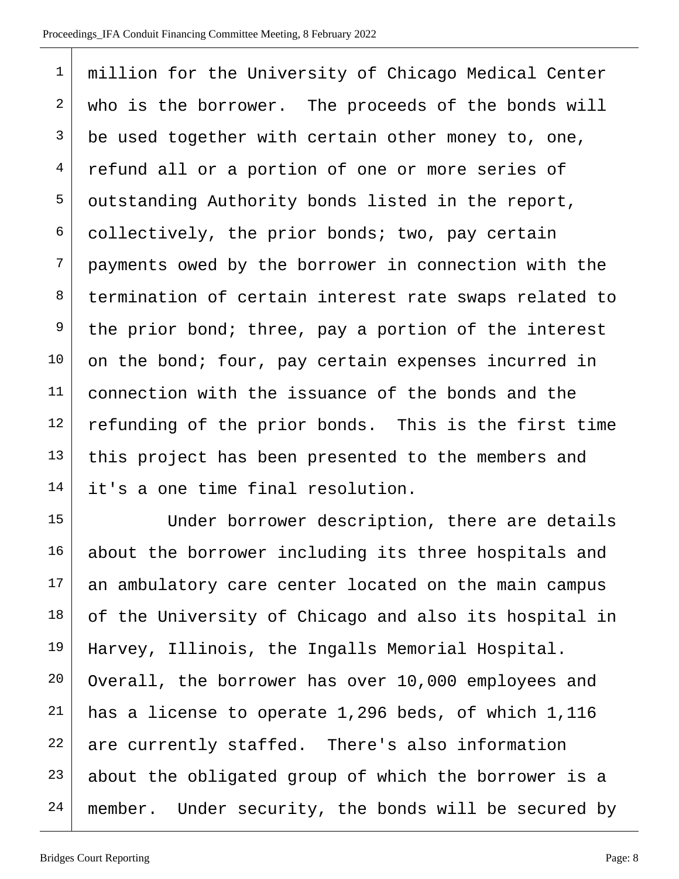million for the University of Chicago Medical Center who is the borrower. The proceeds of the bonds will be used together with certain other money to, one, refund all or a portion of one or more series of outstanding Authority bonds listed in the report, collectively, the prior bonds; two, pay certain payments owed by the borrower in connection with the termination of certain interest rate swaps related to the prior bond; three, pay a portion of the interest on the bond; four, pay certain expenses incurred in connection with the issuance of the bonds and the refunding of the prior bonds. This is the first time this project has been presented to the members and it's a one time final resolution.

Under borrower description, there are details about the borrower including its three hospitals and an ambulatory care center located on the main campus of the University of Chicago and also its hospital in Harvey, Illinois, the Ingalls Memorial Hospital. Overall, the borrower has over 10,000 employees and has a license to operate 1,296 beds, of which 1,116 are currently staffed. There's also information about the obligated group of which the borrower is a member. Under security, the bonds will be secured by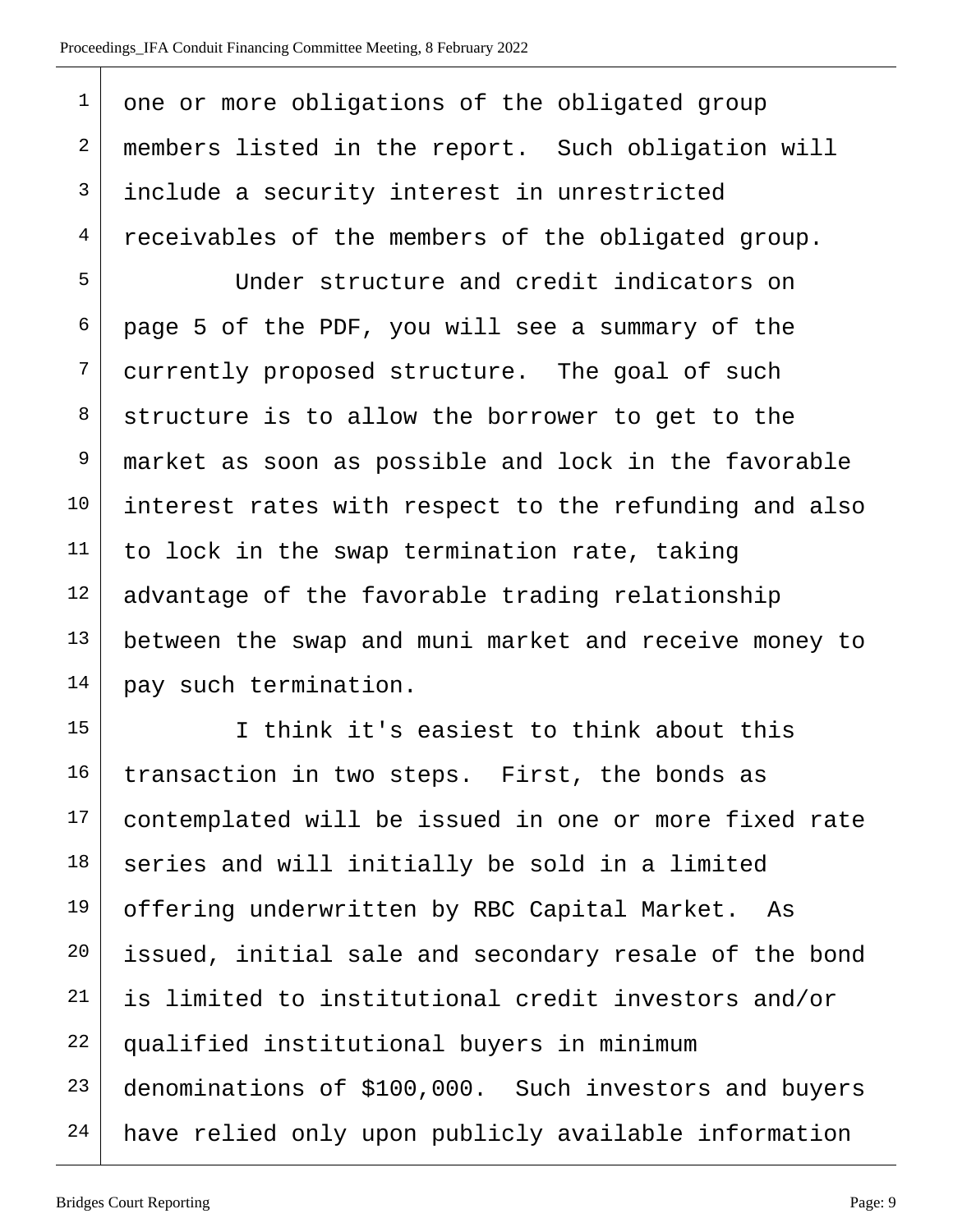one or more obligations of the obligated group members listed in the report. Such obligation will include a security interest in unrestricted receivables of the members of the obligated group.

Under structure and credit indicators on page 5 of the PDF, you will see a summary of the currently proposed structure. The goal of such structure is to allow the borrower to get to the market as soon as possible and lock in the favorable interest rates with respect to the refunding and also to lock in the swap termination rate, taking advantage of the favorable trading relationship between the swap and muni market and receive money to pay such termination.

I think it's easiest to think about this transaction in two steps. First, the bonds as contemplated will be issued in one or more fixed rate series and will initially be sold in a limited offering underwritten by RBC Capital Market. As issued, initial sale and secondary resale of the bond is limited to institutional credit investors and/or qualified institutional buyers in minimum denominations of $100,000. Such investors and buyers have relied only upon publicly available information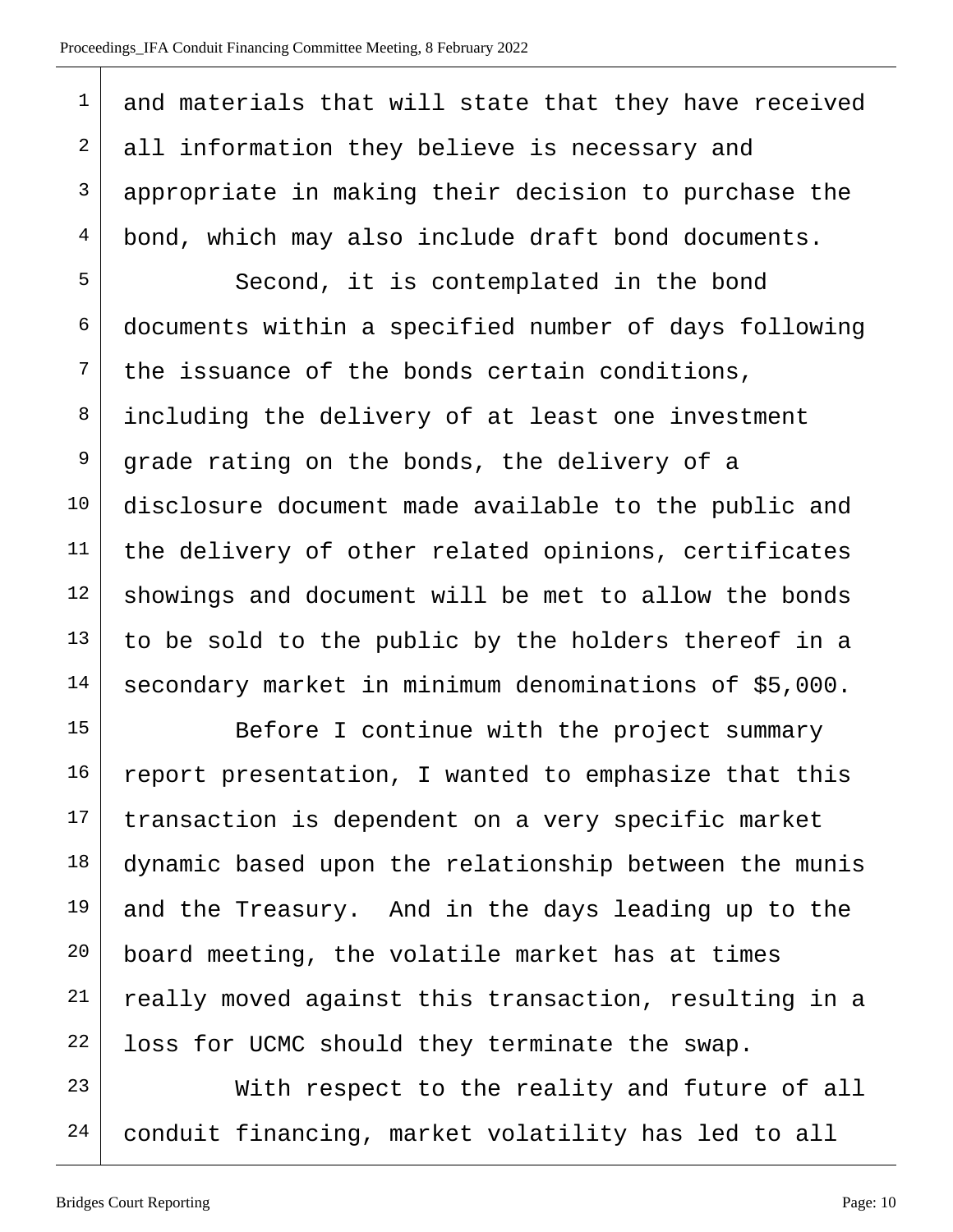and materials that will state that they have received all information they believe is necessary and appropriate in making their decision to purchase the bond, which may also include draft bond documents.

Second, it is contemplated in the bond documents within a specified number of days following the issuance of the bonds certain conditions, including the delivery of at least one investment grade rating on the bonds, the delivery of a disclosure document made available to the public and the delivery of other related opinions, certificates showings and document will be met to allow the bonds to be sold to the public by the holders thereof in a secondary market in minimum denominations of $5,000.

Before I continue with the project summary report presentation, I wanted to emphasize that this transaction is dependent on a very specific market dynamic based upon the relationship between the munis and the Treasury. And in the days leading up to the board meeting, the volatile market has at times really moved against this transaction, resulting in a loss for UCMC should they terminate the swap.

With respect to the reality and future of all conduit financing, market volatility has led to all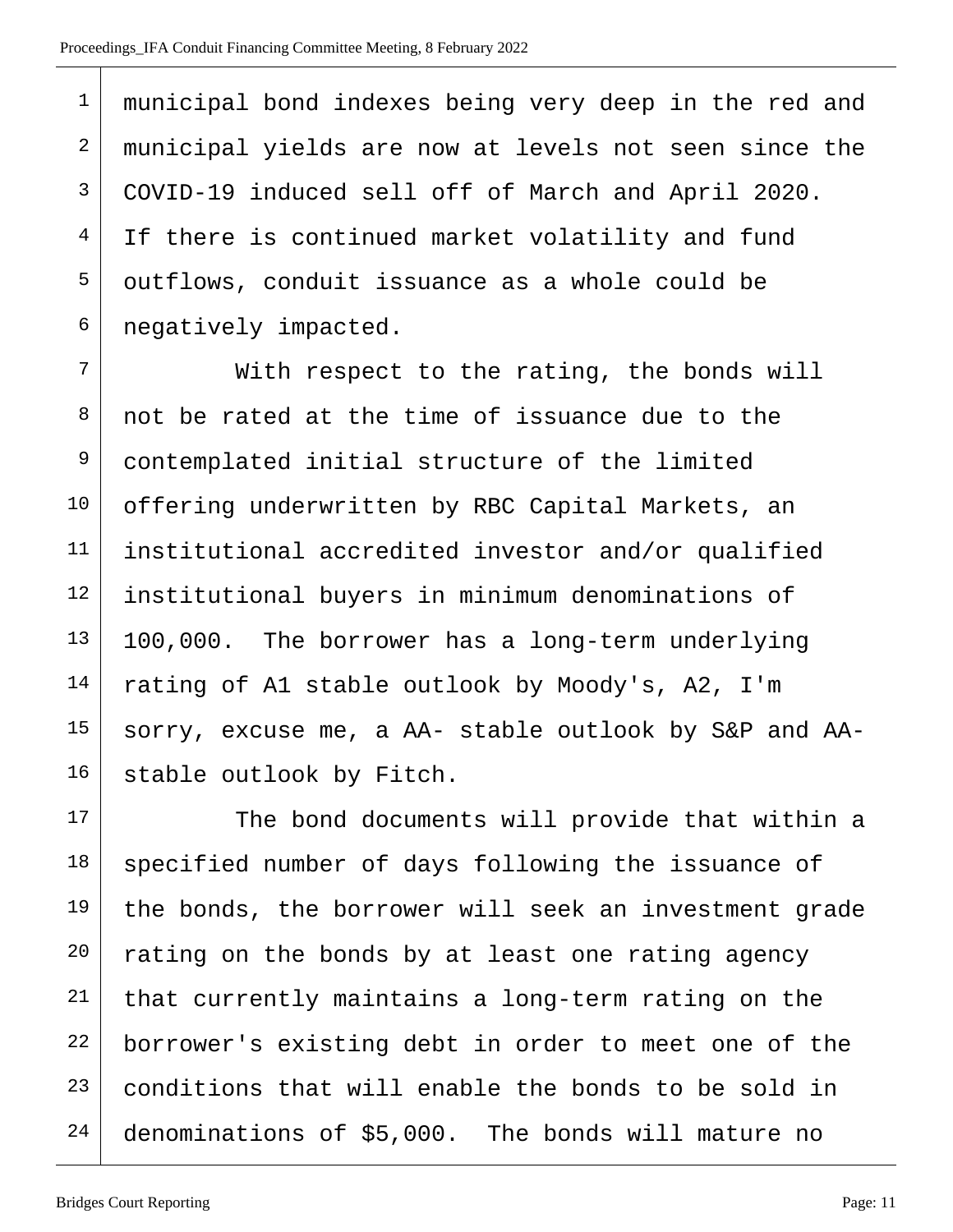municipal bond indexes being very deep in the red and municipal yields are now at levels not seen since the COVID-19 induced sell off of March and April 2020. If there is continued market volatility and fund outflows, conduit issuance as a whole could be negatively impacted.

With respect to the rating, the bonds will not be rated at the time of issuance due to the contemplated initial structure of the limited offering underwritten by RBC Capital Markets, an institutional accredited investor and/or qualified institutional buyers in minimum denominations of 100,000. The borrower has a long-term underlying rating of A1 stable outlook by Moody's, A2, I'm sorry, excuse me, a AA- stable outlook by S&P and AA- stable outlook by Fitch.

The bond documents will provide that within a specified number of days following the issuance of the bonds, the borrower will seek an investment grade rating on the bonds by at least one rating agency that currently maintains a long-term rating on the borrower's existing debt in order to meet one of the conditions that will enable the bonds to be sold in denominations of $5,000. The bonds will mature no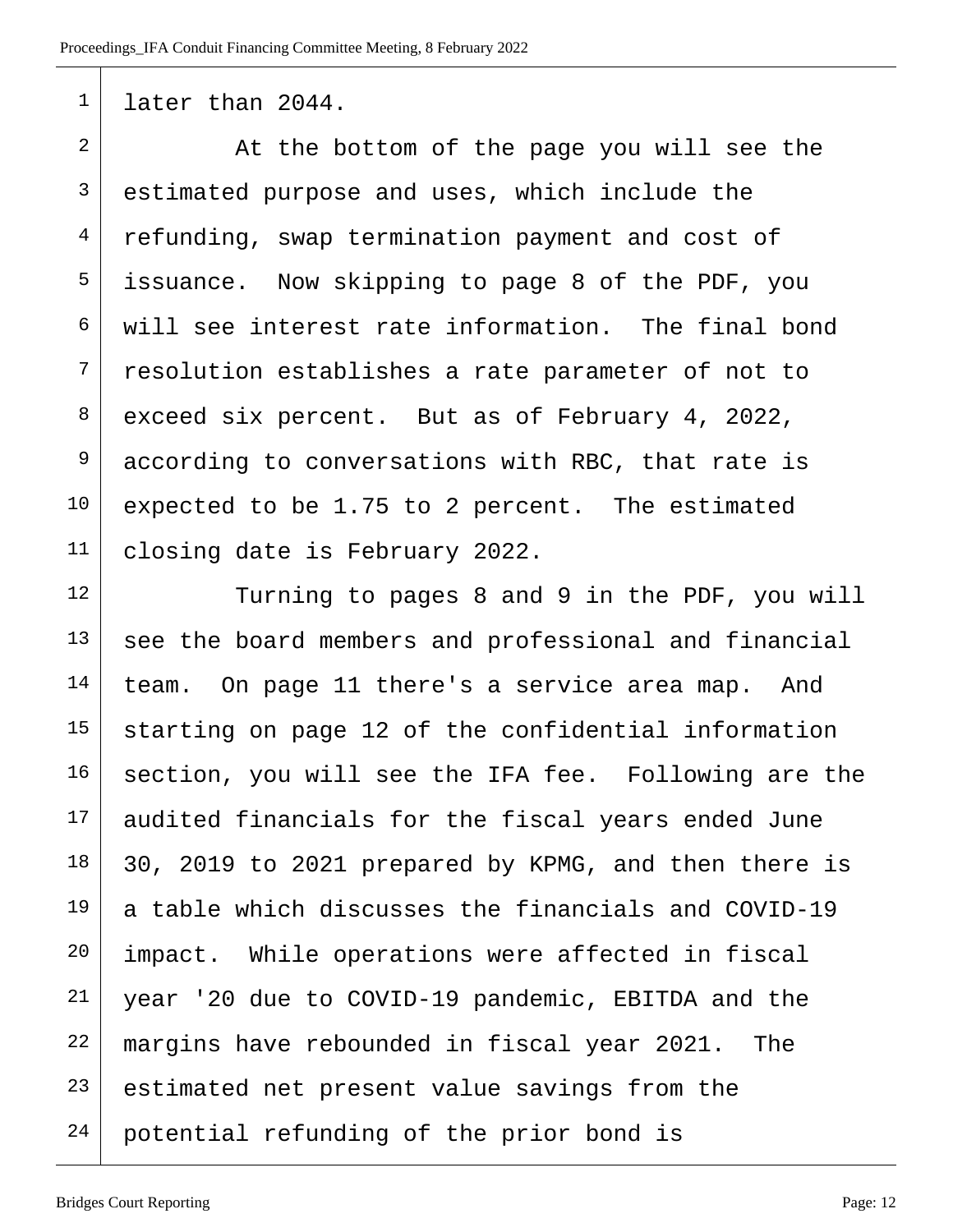later than 2044.

At the bottom of the page you will see the estimated purpose and uses, which include the refunding, swap termination payment and cost of issuance. Now skipping to page 8 of the PDF, you will see interest rate information. The final bond resolution establishes a rate parameter of not to exceed six percent. But as of February 4, 2022, according to conversations with RBC, that rate is expected to be 1.75 to 2 percent. The estimated closing date is February 2022.

Turning to pages 8 and 9 in the PDF, you will see the board members and professional and financial team. On page 11 there's a service area map. And starting on page 12 of the confidential information section, you will see the IFA fee. Following are the audited financials for the fiscal years ended June 30, 2019 to 2021 prepared by KPMG, and then there is a table which discusses the financials and COVID-19 impact. While operations were affected in fiscal year '20 due to COVID-19 pandemic, EBITDA and the margins have rebounded in fiscal year 2021. The estimated net present value savings from the potential refunding of the prior bond is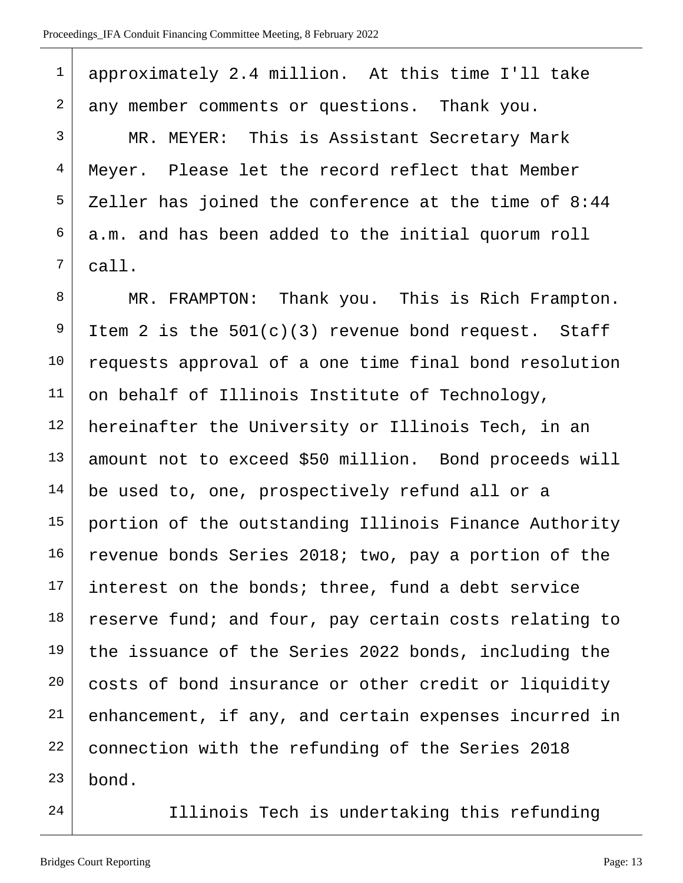approximately 2.4 million. At this time I'll take any member comments or questions. Thank you.

MR. MEYER: This is Assistant Secretary Mark Meyer. Please let the record reflect that Member Zeller has joined the conference at the time of 8:44 a.m. and has been added to the initial quorum roll call.

MR. FRAMPTON: Thank you. This is Rich Frampton. Item 2 is the 501(c)(3) revenue bond request. Staff requests approval of a one time final bond resolution on behalf of Illinois Institute of Technology, hereinafter the University or Illinois Tech, in an amount not to exceed $50 million. Bond proceeds will be used to, one, prospectively refund all or a portion of the outstanding Illinois Finance Authority revenue bonds Series 2018; two, pay a portion of the interest on the bonds; three, fund a debt service reserve fund; and four, pay certain costs relating to the issuance of the Series 2022 bonds, including the costs of bond insurance or other credit or liquidity enhancement, if any, and certain expenses incurred in connection with the refunding of the Series 2018 bond.

Illinois Tech is undertaking this refunding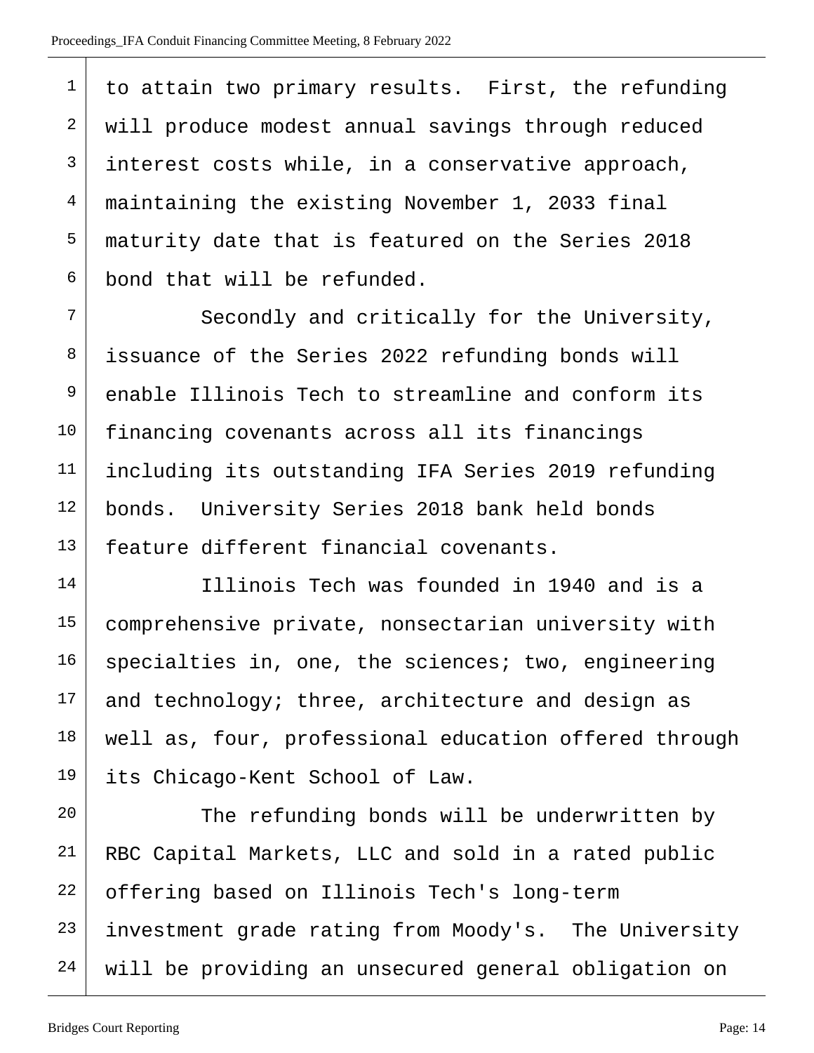to attain two primary results. First, the refunding will produce modest annual savings through reduced interest costs while, in a conservative approach, maintaining the existing November 1, 2033 final maturity date that is featured on the Series 2018 bond that will be refunded.

Secondly and critically for the University, issuance of the Series 2022 refunding bonds will enable Illinois Tech to streamline and conform its financing covenants across all its financings including its outstanding IFA Series 2019 refunding bonds. University Series 2018 bank held bonds feature different financial covenants.

Illinois Tech was founded in 1940 and is a comprehensive private, nonsectarian university with specialties in, one, the sciences; two, engineering and technology; three, architecture and design as well as, four, professional education offered through its Chicago-Kent School of Law.

The refunding bonds will be underwritten by RBC Capital Markets, LLC and sold in a rated public offering based on Illinois Tech's long-term investment grade rating from Moody's. The University will be providing an unsecured general obligation on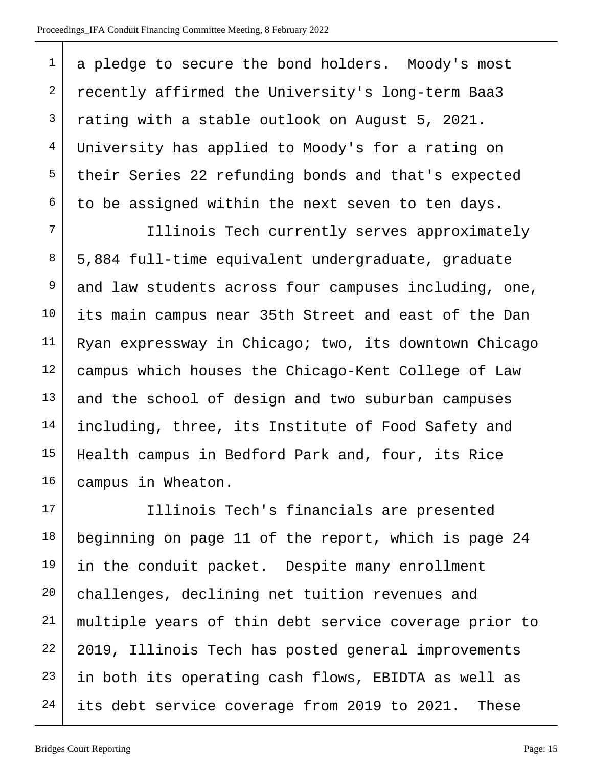a pledge to secure the bond holders. Moody's most recently affirmed the University's long-term Baa3 rating with a stable outlook on August 5, 2021. University has applied to Moody's for a rating on their Series 22 refunding bonds and that's expected to be assigned within the next seven to ten days.

Illinois Tech currently serves approximately 5,884 full-time equivalent undergraduate, graduate and law students across four campuses including, one, its main campus near 35th Street and east of the Dan Ryan expressway in Chicago; two, its downtown Chicago campus which houses the Chicago-Kent College of Law and the school of design and two suburban campuses including, three, its Institute of Food Safety and Health campus in Bedford Park and, four, its Rice campus in Wheaton.

Illinois Tech's financials are presented beginning on page 11 of the report, which is page 24 in the conduit packet. Despite many enrollment challenges, declining net tuition revenues and multiple years of thin debt service coverage prior to 2019, Illinois Tech has posted general improvements in both its operating cash flows, EBIDTA as well as its debt service coverage from 2019 to 2021. These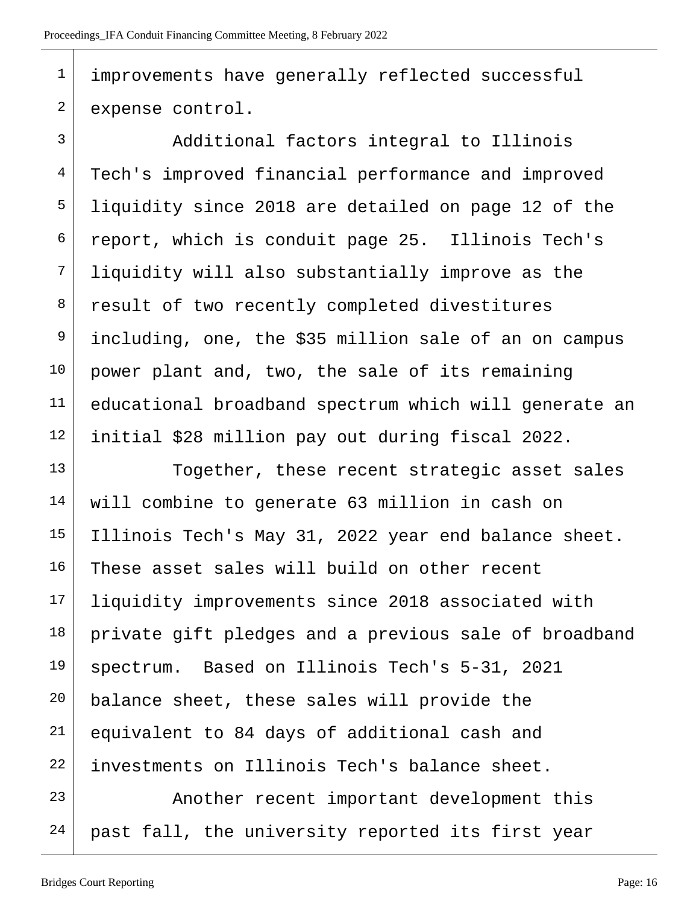improvements have generally reflected successful expense control.

Additional factors integral to Illinois Tech's improved financial performance and improved liquidity since 2018 are detailed on page 12 of the report, which is conduit page 25. Illinois Tech's liquidity will also substantially improve as the result of two recently completed divestitures including, one, the $35 million sale of an on campus power plant and, two, the sale of its remaining educational broadband spectrum which will generate an initial $28 million pay out during fiscal 2022.

Together, these recent strategic asset sales will combine to generate 63 million in cash on Illinois Tech's May 31, 2022 year end balance sheet. These asset sales will build on other recent liquidity improvements since 2018 associated with private gift pledges and a previous sale of broadband spectrum. Based on Illinois Tech's 5-31, 2021 balance sheet, these sales will provide the equivalent to 84 days of additional cash and investments on Illinois Tech's balance sheet.

Another recent important development this past fall, the university reported its first year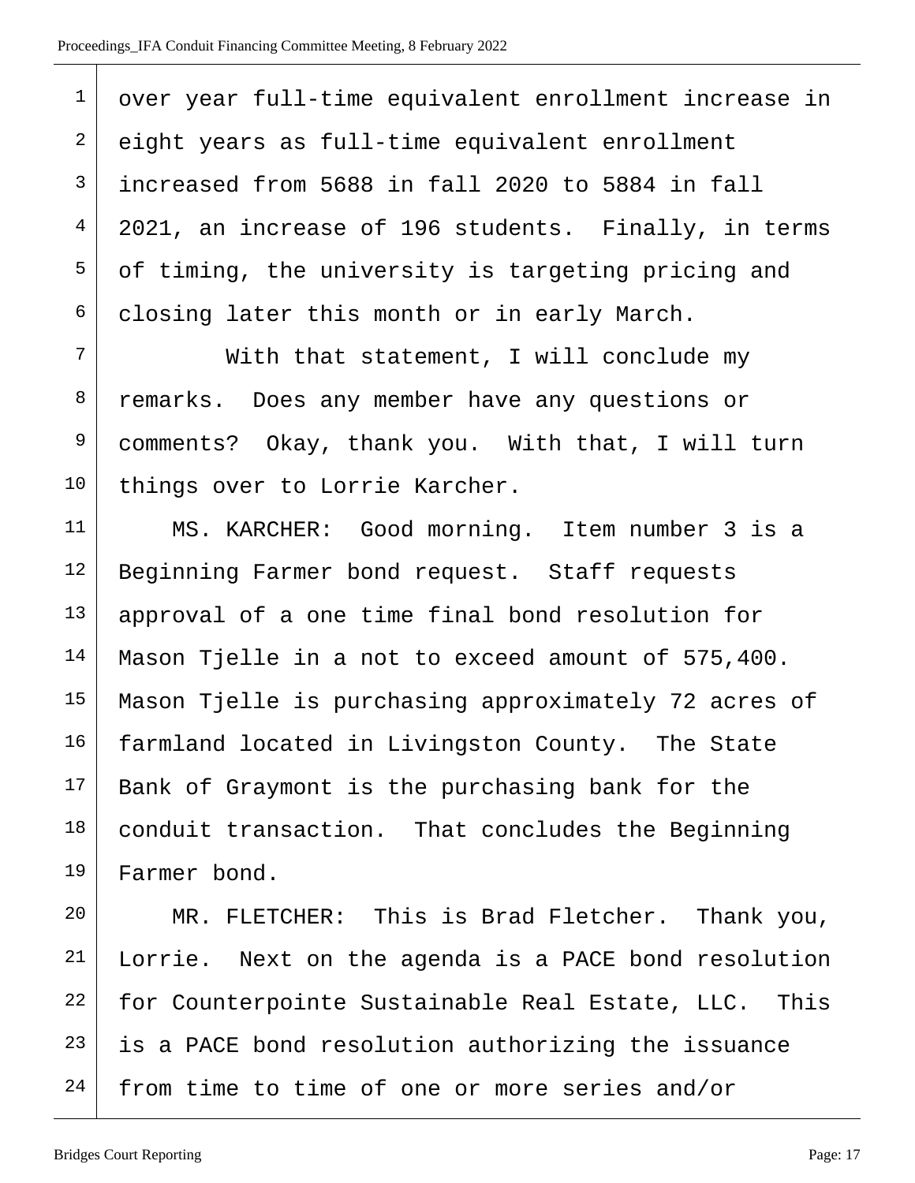over year full-time equivalent enrollment increase in eight years as full-time equivalent enrollment increased from 5688 in fall 2020 to 5884 in fall 2021, an increase of 196 students. Finally, in terms of timing, the university is targeting pricing and closing later this month or in early March.

With that statement, I will conclude my remarks. Does any member have any questions or comments? Okay, thank you. With that, I will turn things over to Lorrie Karcher.

MS. KARCHER: Good morning. Item number 3 is a Beginning Farmer bond request. Staff requests approval of a one time final bond resolution for Mason Tjelle in a not to exceed amount of 575,400. Mason Tjelle is purchasing approximately 72 acres of farmland located in Livingston County. The State Bank of Graymont is the purchasing bank for the conduit transaction. That concludes the Beginning Farmer bond.

MR. FLETCHER: This is Brad Fletcher. Thank you, Lorrie. Next on the agenda is a PACE bond resolution for Counterpointe Sustainable Real Estate, LLC. This is a PACE bond resolution authorizing the issuance from time to time of one or more series and/or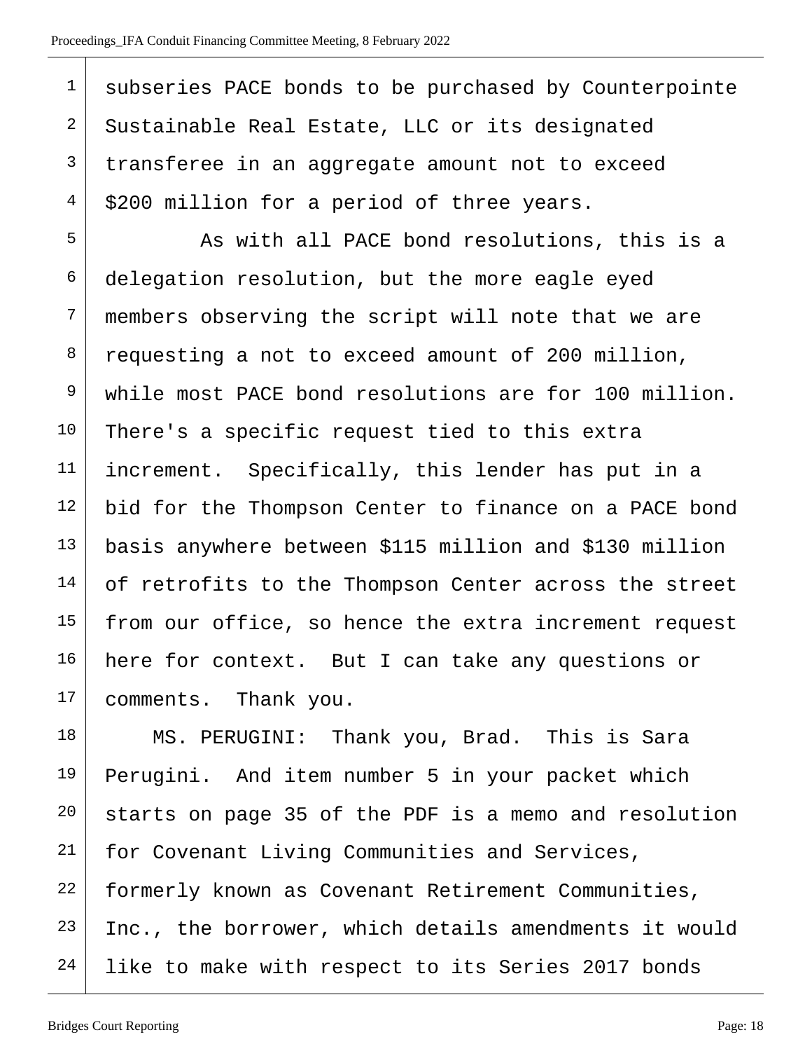subseries PACE bonds to be purchased by Counterpointe Sustainable Real Estate, LLC or its designated transferee in an aggregate amount not to exceed $200 million for a period of three years.

As with all PACE bond resolutions, this is a delegation resolution, but the more eagle eyed members observing the script will note that we are requesting a not to exceed amount of 200 million, while most PACE bond resolutions are for 100 million. There's a specific request tied to this extra increment. Specifically, this lender has put in a bid for the Thompson Center to finance on a PACE bond basis anywhere between $115 million and $130 million of retrofits to the Thompson Center across the street from our office, so hence the extra increment request here for context. But I can take any questions or comments. Thank you.

MS. PERUGINI: Thank you, Brad. This is Sara Perugini. And item number 5 in your packet which starts on page 35 of the PDF is a memo and resolution for Covenant Living Communities and Services, formerly known as Covenant Retirement Communities, Inc., the borrower, which details amendments it would like to make with respect to its Series 2017 bonds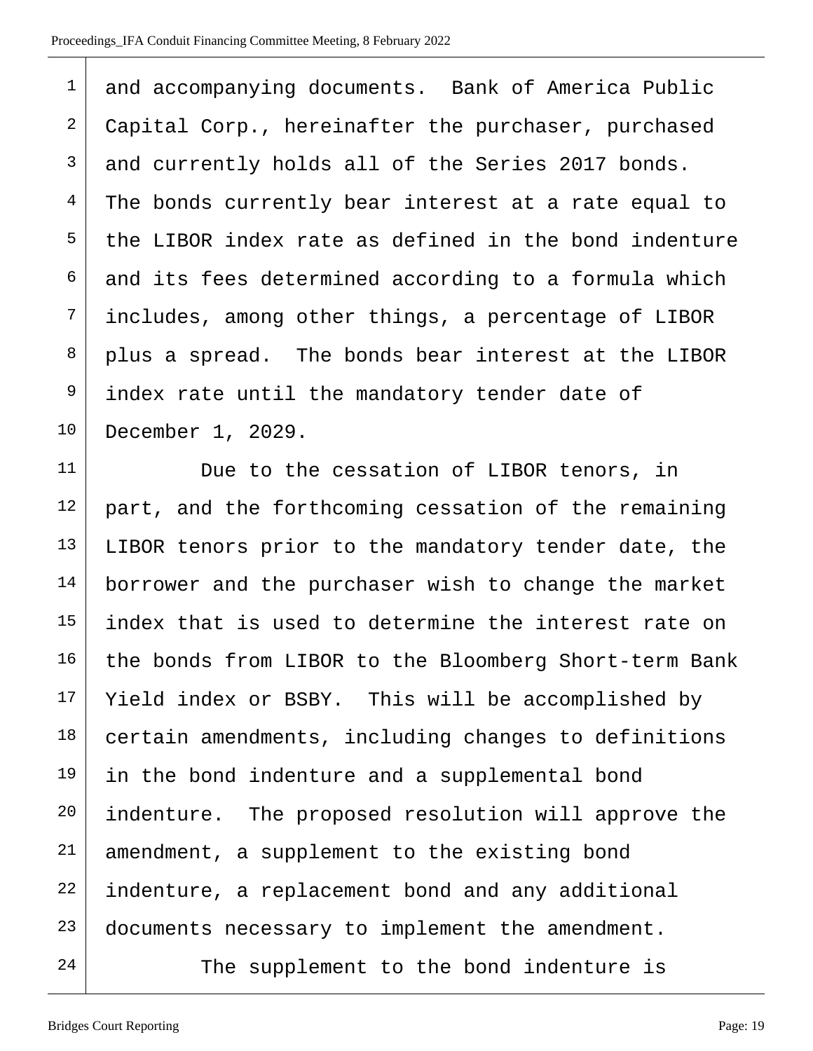and accompanying documents. Bank of America Public Capital Corp., hereinafter the purchaser, purchased and currently holds all of the Series 2017 bonds. The bonds currently bear interest at a rate equal to the LIBOR index rate as defined in the bond indenture and its fees determined according to a formula which includes, among other things, a percentage of LIBOR plus a spread. The bonds bear interest at the LIBOR index rate until the mandatory tender date of December 1, 2029.

Due to the cessation of LIBOR tenors, in part, and the forthcoming cessation of the remaining LIBOR tenors prior to the mandatory tender date, the borrower and the purchaser wish to change the market index that is used to determine the interest rate on the bonds from LIBOR to the Bloomberg Short-term Bank Yield index or BSBY. This will be accomplished by certain amendments, including changes to definitions in the bond indenture and a supplemental bond indenture. The proposed resolution will approve the amendment, a supplement to the existing bond indenture, a replacement bond and any additional documents necessary to implement the amendment.

The supplement to the bond indenture is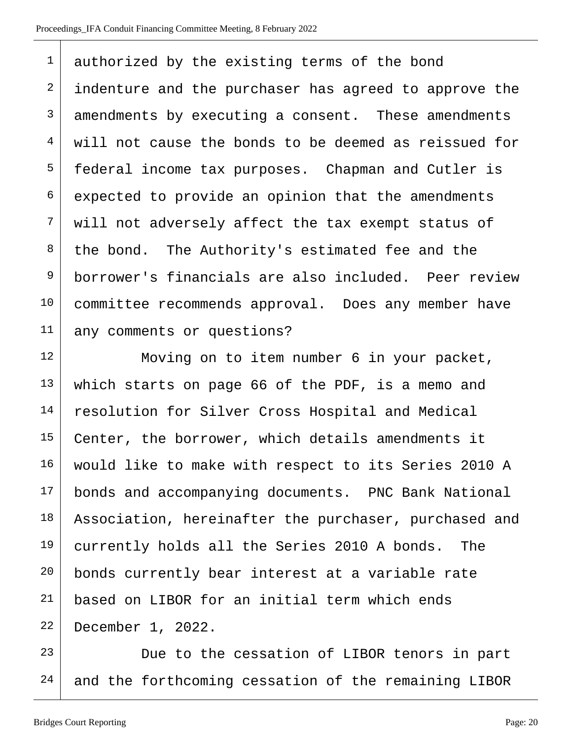authorized by the existing terms of the bond indenture and the purchaser has agreed to approve the amendments by executing a consent. These amendments will not cause the bonds to be deemed as reissued for federal income tax purposes. Chapman and Cutler is expected to provide an opinion that the amendments will not adversely affect the tax exempt status of the bond. The Authority's estimated fee and the borrower's financials are also included. Peer review committee recommends approval. Does any member have any comments or questions?

Moving on to item number 6 in your packet, which starts on page 66 of the PDF, is a memo and resolution for Silver Cross Hospital and Medical Center, the borrower, which details amendments it would like to make with respect to its Series 2010 A bonds and accompanying documents. PNC Bank National Association, hereinafter the purchaser, purchased and currently holds all the Series 2010 A bonds. The bonds currently bear interest at a variable rate based on LIBOR for an initial term which ends December 1, 2022.

Due to the cessation of LIBOR tenors in part and the forthcoming cessation of the remaining LIBOR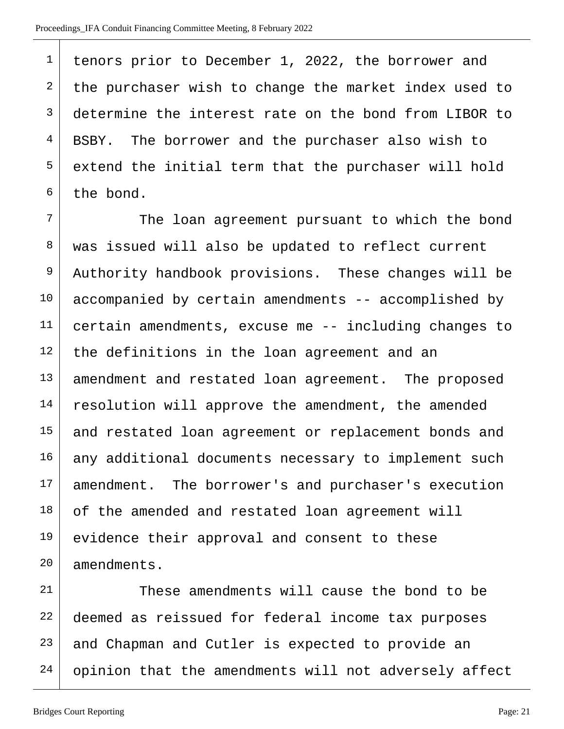tenors prior to December 1, 2022, the borrower and the purchaser wish to change the market index used to determine the interest rate on the bond from LIBOR to BSBY. The borrower and the purchaser also wish to extend the initial term that the purchaser will hold the bond.

The loan agreement pursuant to which the bond was issued will also be updated to reflect current Authority handbook provisions. These changes will be accompanied by certain amendments -- accomplished by certain amendments, excuse me -- including changes to the definitions in the loan agreement and an amendment and restated loan agreement. The proposed resolution will approve the amendment, the amended and restated loan agreement or replacement bonds and any additional documents necessary to implement such amendment. The borrower's and purchaser's execution of the amended and restated loan agreement will evidence their approval and consent to these amendments.

These amendments will cause the bond to be deemed as reissued for federal income tax purposes and Chapman and Cutler is expected to provide an opinion that the amendments will not adversely affect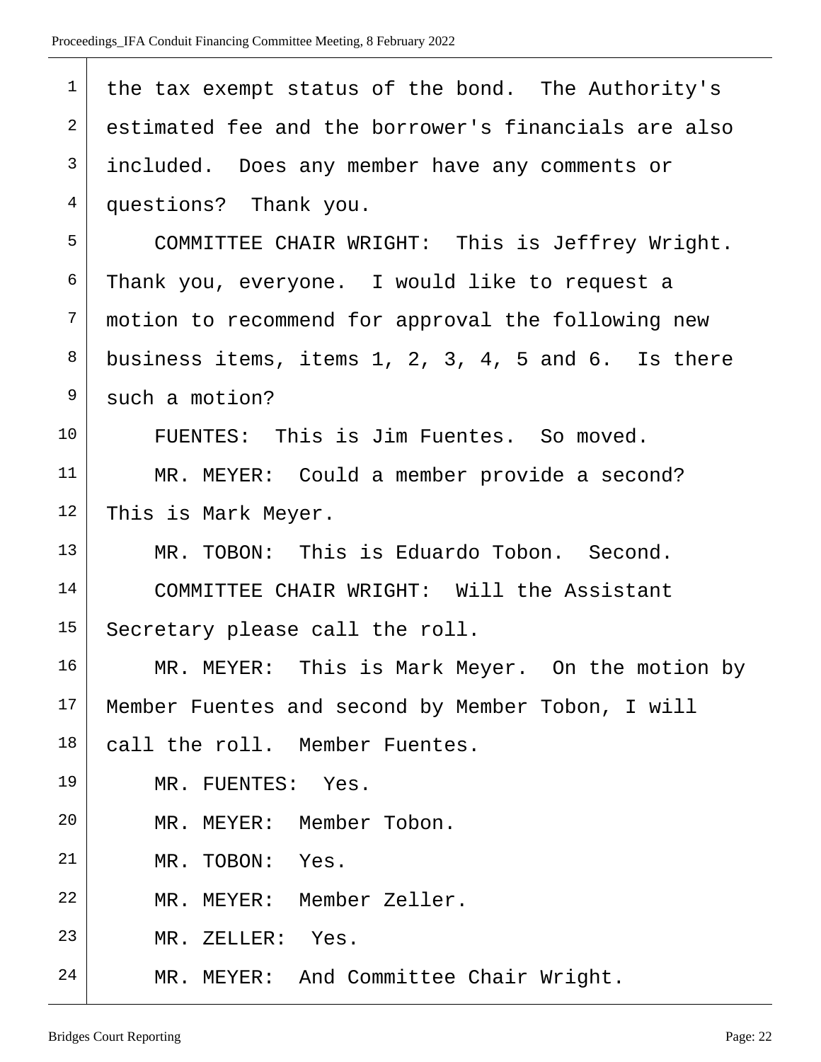the tax exempt status of the bond. The Authority's estimated fee and the borrower's financials are also included. Does any member have any comments or questions? Thank you.

COMMITTEE CHAIR WRIGHT: This is Jeffrey Wright. Thank you, everyone. I would like to request a motion to recommend for approval the following new business items, items 1, 2, 3, 4, 5 and 6. Is there such a motion?

FUENTES: This is Jim Fuentes. So moved.

MR. MEYER: Could a member provide a second? This is Mark Meyer.

MR. TOBON: This is Eduardo Tobon. Second.

COMMITTEE CHAIR WRIGHT: Will the Assistant Secretary please call the roll.

MR. MEYER: This is Mark Meyer. On the motion by Member Fuentes and second by Member Tobon, I will call the roll. Member Fuentes.

MR. FUENTES: Yes.

MR. MEYER: Member Tobon.

MR. TOBON: Yes.

MR. MEYER: Member Zeller.

MR. ZELLER: Yes.

MR. MEYER: And Committee Chair Wright.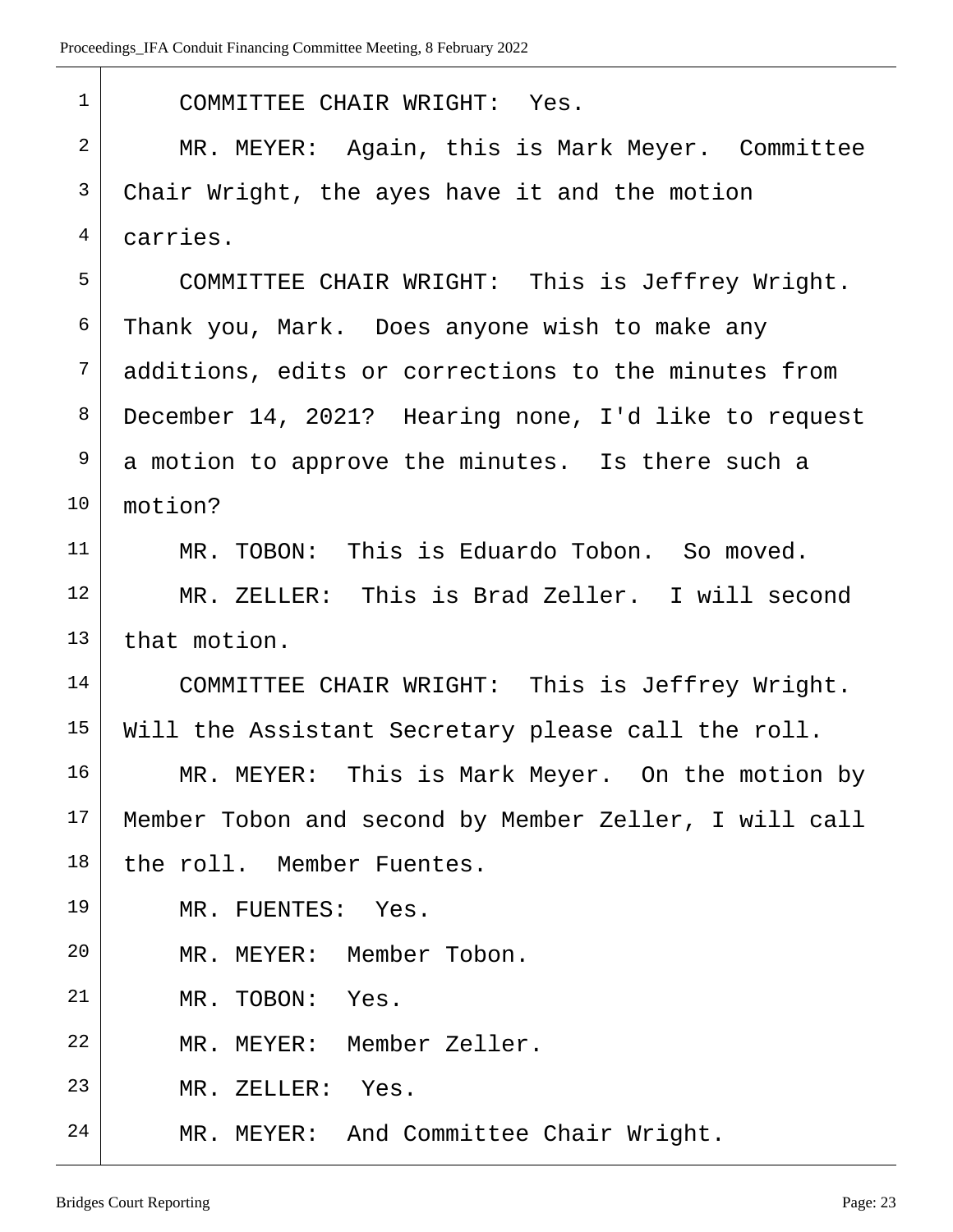COMMITTEE CHAIR WRIGHT: Yes.

MR. MEYER: Again, this is Mark Meyer. Committee Chair Wright, the ayes have it and the motion carries.

COMMITTEE CHAIR WRIGHT: This is Jeffrey Wright. Thank you, Mark. Does anyone wish to make any additions, edits or corrections to the minutes from December 14, 2021? Hearing none, I'd like to request a motion to approve the minutes. Is there such a motion?

MR. TOBON: This is Eduardo Tobon. So moved.

MR. ZELLER: This is Brad Zeller. I will second that motion.

COMMITTEE CHAIR WRIGHT: This is Jeffrey Wright. Will the Assistant Secretary please call the roll.

MR. MEYER: This is Mark Meyer. On the motion by Member Tobon and second by Member Zeller, I will call the roll. Member Fuentes.

MR. FUENTES: Yes.

MR. MEYER: Member Tobon.

MR. TOBON: Yes.

MR. MEYER: Member Zeller.

MR. ZELLER: Yes.

MR. MEYER: And Committee Chair Wright.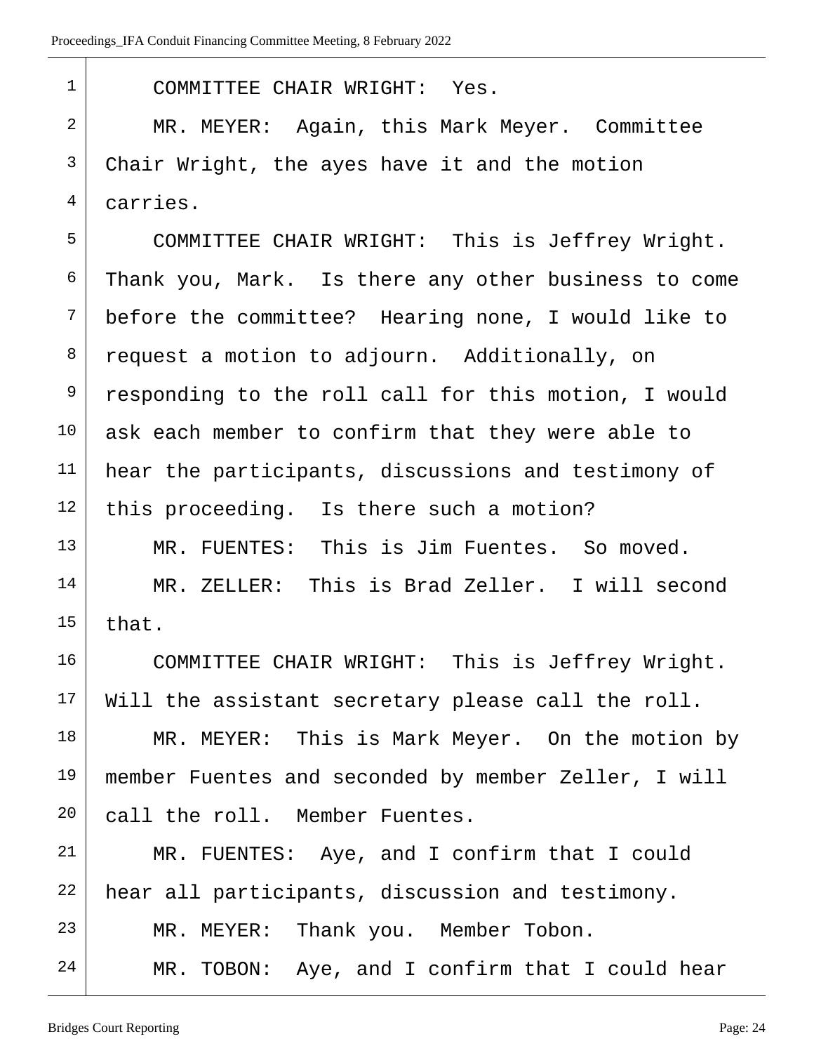COMMITTEE CHAIR WRIGHT: Yes.

MR. MEYER: Again, this Mark Meyer. Committee Chair Wright, the ayes have it and the motion carries.

COMMITTEE CHAIR WRIGHT: This is Jeffrey Wright. Thank you, Mark. Is there any other business to come before the committee? Hearing none, I would like to request a motion to adjourn. Additionally, on responding to the roll call for this motion, I would ask each member to confirm that they were able to hear the participants, discussions and testimony of this proceeding. Is there such a motion?

MR. FUENTES: This is Jim Fuentes. So moved.

MR. ZELLER: This is Brad Zeller. I will second that.

COMMITTEE CHAIR WRIGHT: This is Jeffrey Wright. Will the assistant secretary please call the roll.

MR. MEYER: This is Mark Meyer. On the motion by member Fuentes and seconded by member Zeller, I will call the roll. Member Fuentes.

MR. FUENTES: Aye, and I confirm that I could hear all participants, discussion and testimony.

MR. MEYER: Thank you. Member Tobon.

MR. TOBON: Aye, and I confirm that I could hear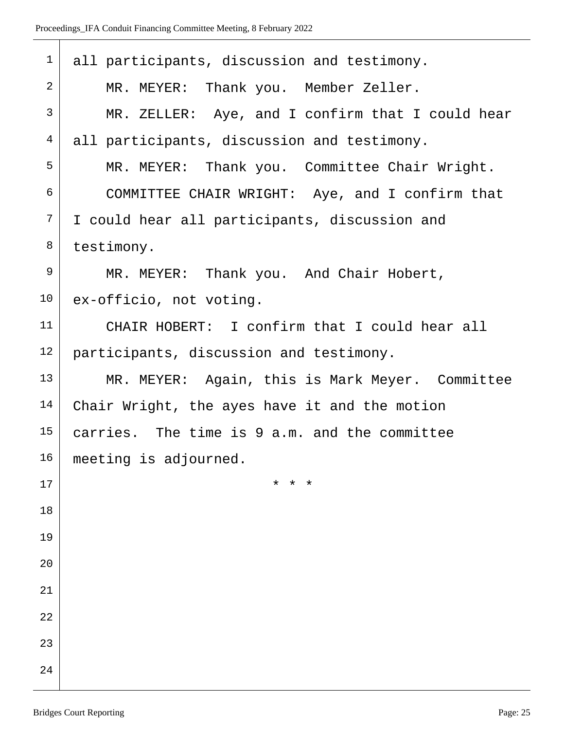all participants, discussion and testimony.

MR. MEYER: Thank you. Member Zeller.

MR. ZELLER: Aye, and I confirm that I could hear all participants, discussion and testimony.

MR. MEYER: Thank you. Committee Chair Wright.

COMMITTEE CHAIR WRIGHT: Aye, and I confirm that I could hear all participants, discussion and testimony.

MR. MEYER: Thank you. And Chair Hobert, ex-officio, not voting.

CHAIR HOBERT: I confirm that I could hear all participants, discussion and testimony.

MR. MEYER: Again, this is Mark Meyer. Committee Chair Wright, the ayes have it and the motion carries. The time is 9 a.m. and the committee meeting is adjourned.

* * *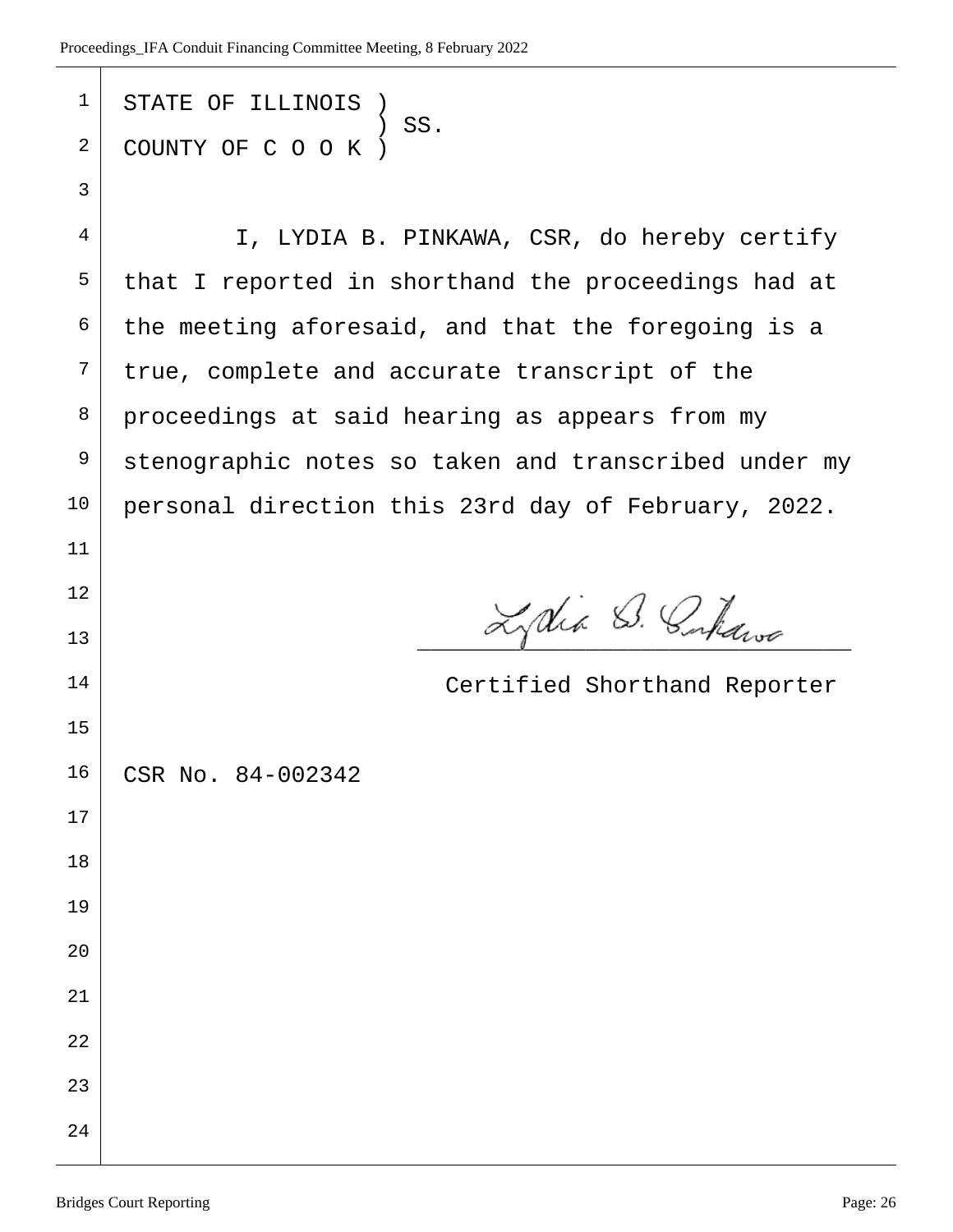STATE OF ILLINOIS )
) SS.
COUNTY OF C O O K )

I, LYDIA B. PINKAWA, CSR, do hereby certify that I reported in shorthand the proceedings had at the meeting aforesaid, and that the foregoing is a true, complete and accurate transcript of the proceedings at said hearing as appears from my stenographic notes so taken and transcribed under my personal direction this 23rd day of February, 2022.

\_\_\_\_\_\_\_\_\_\_\_\_\_\_\_\_\_\_\_\_\_\_\_\_\_\_\_\_\_\_\_\_

Certified Shorthand Reporter

CSR No. 84-002342